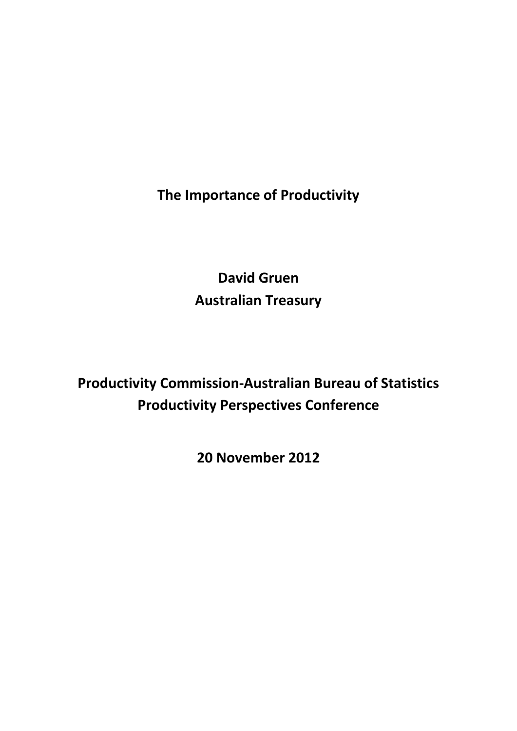# The Importance of Productivity

**David Gruen**
**Australian Treasury**

**Productivity Commission-Australian Bureau of Statistics**
**Productivity Perspectives Conference**

**20 November 2012**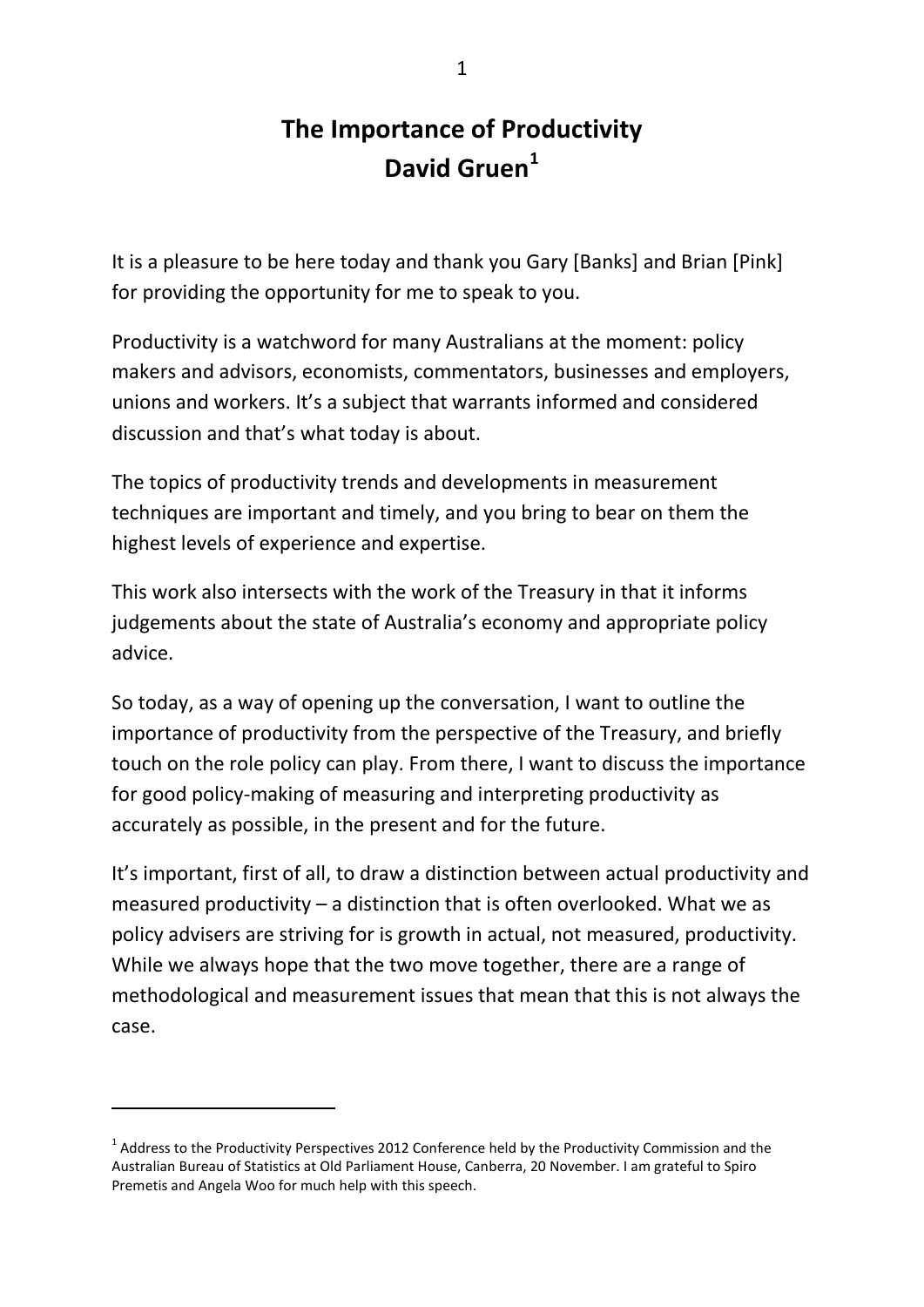# The Importance of Productivity

## David Gruen[1]

It is a pleasure to be here today and thank you Gary [Banks] and Brian [Pink] for providing the opportunity for me to speak to you.

Productivity is a watchword for many Australians at the moment: policy makers and advisors, economists, commentators, businesses and employers, unions and workers. It's a subject that warrants informed and considered discussion and that's what today is about.

The topics of productivity trends and developments in measurement techniques are important and timely, and you bring to bear on them the highest levels of experience and expertise.

This work also intersects with the work of the Treasury in that it informs judgements about the state of Australia's economy and appropriate policy advice.

So today, as a way of opening up the conversation, I want to outline the importance of productivity from the perspective of the Treasury, and briefly touch on the role policy can play. From there, I want to discuss the importance for good policy-making of measuring and interpreting productivity as accurately as possible, in the present and for the future.

It's important, first of all, to draw a distinction between actual productivity and measured productivity – a distinction that is often overlooked. What we as policy advisers are striving for is growth in actual, not measured, productivity. While we always hope that the two move together, there are a range of methodological and measurement issues that mean that this is not always the case.

---

[1] Address to the Productivity Perspectives 2012 Conference held by the Productivity Commission and the Australian Bureau of Statistics at Old Parliament House, Canberra, 20 November. I am grateful to Spiro Premetis and Angela Woo for much help with this speech.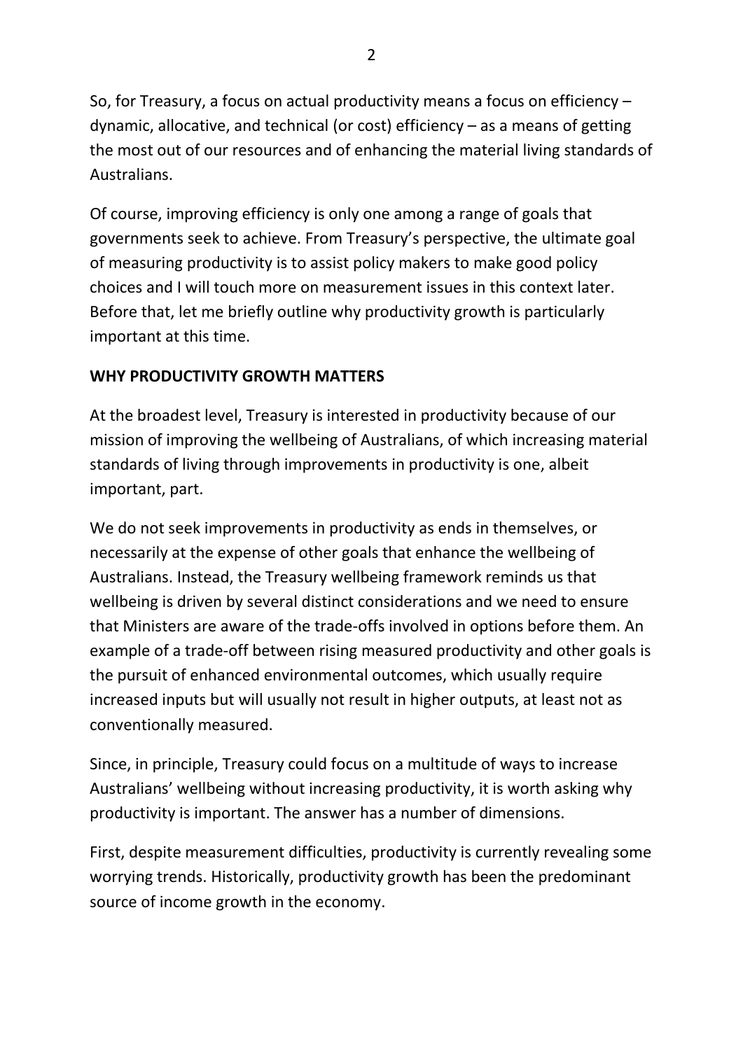So, for Treasury, a focus on actual productivity means a focus on efficiency – dynamic, allocative, and technical (or cost) efficiency – as a means of getting the most out of our resources and of enhancing the material living standards of Australians.

Of course, improving efficiency is only one among a range of goals that governments seek to achieve. From Treasury's perspective, the ultimate goal of measuring productivity is to assist policy makers to make good policy choices and I will touch more on measurement issues in this context later. Before that, let me briefly outline why productivity growth is particularly important at this time.

## WHY PRODUCTIVITY GROWTH MATTERS

At the broadest level, Treasury is interested in productivity because of our mission of improving the wellbeing of Australians, of which increasing material standards of living through improvements in productivity is one, albeit important, part.

We do not seek improvements in productivity as ends in themselves, or necessarily at the expense of other goals that enhance the wellbeing of Australians. Instead, the Treasury wellbeing framework reminds us that wellbeing is driven by several distinct considerations and we need to ensure that Ministers are aware of the trade-offs involved in options before them. An example of a trade-off between rising measured productivity and other goals is the pursuit of enhanced environmental outcomes, which usually require increased inputs but will usually not result in higher outputs, at least not as conventionally measured.

Since, in principle, Treasury could focus on a multitude of ways to increase Australians' wellbeing without increasing productivity, it is worth asking why productivity is important. The answer has a number of dimensions.

First, despite measurement difficulties, productivity is currently revealing some worrying trends. Historically, productivity growth has been the predominant source of income growth in the economy.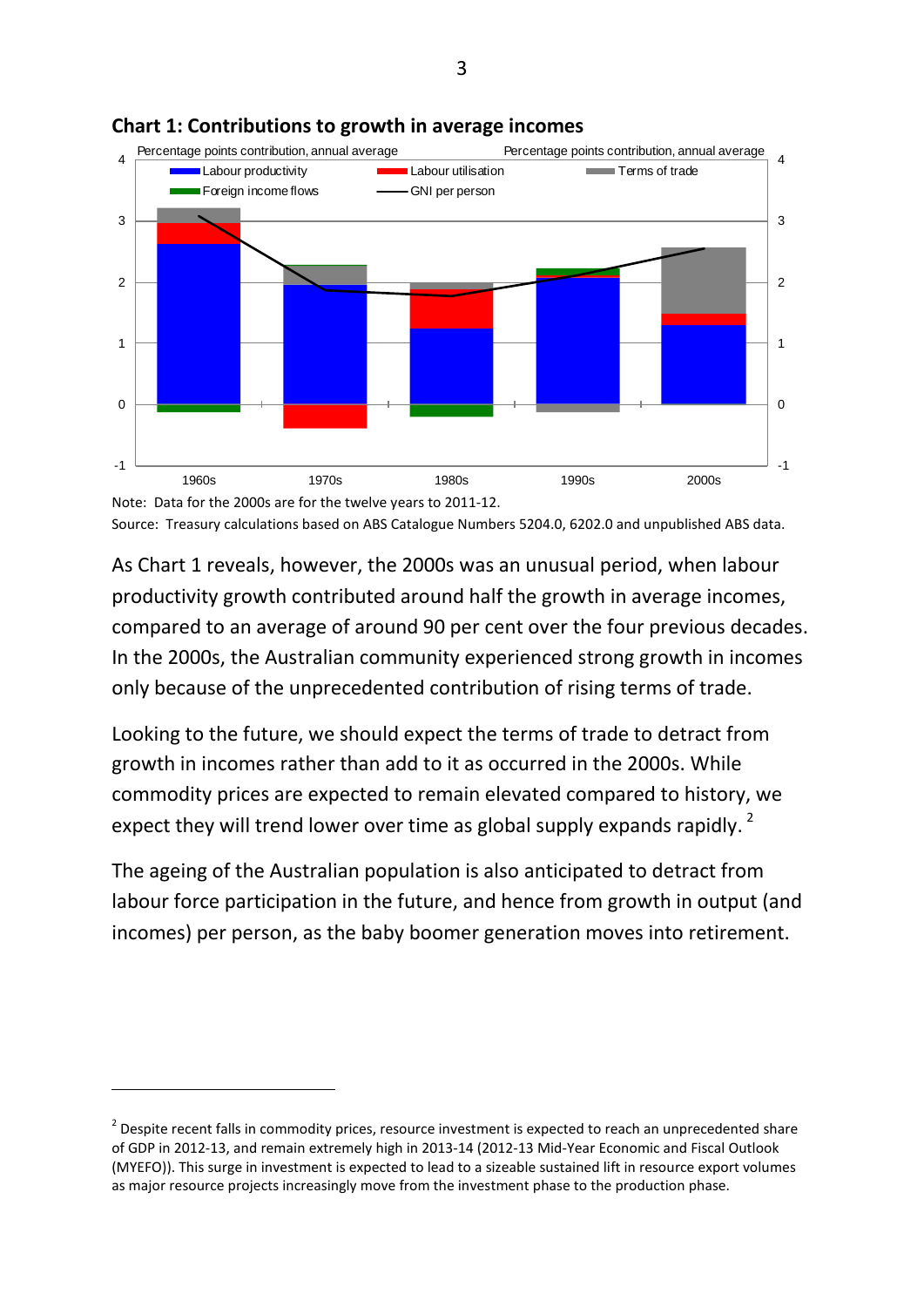**Chart 1: Contributions to growth in average incomes**

Note: Data for the 2000s are for the twelve years to 2011-12.

Source: Treasury calculations based on ABS Catalogue Numbers 5204.0, 6202.0 and unpublished ABS data.

As Chart 1 reveals, however, the 2000s was an unusual period, when labour productivity growth contributed around half the growth in average incomes, compared to an average of around 90 per cent over the four previous decades. In the 2000s, the Australian community experienced strong growth in incomes only because of the unprecedented contribution of rising terms of trade.

Looking to the future, we should expect the terms of trade to detract from growth in incomes rather than add to it as occurred in the 2000s. While commodity prices are expected to remain elevated compared to history, we expect they will trend lower over time as global supply expands rapidly.[2]

The ageing of the Australian population is also anticipated to detract from labour force participation in the future, and hence from growth in output (and incomes) per person, as the baby boomer generation moves into retirement.

---

[2] Despite recent falls in commodity prices, resource investment is expected to reach an unprecedented share of GDP in 2012-13, and remain extremely high in 2013-14 (2012-13 Mid-Year Economic and Fiscal Outlook (MYEFO)). This surge in investment is expected to lead to a sizeable sustained lift in resource export volumes as major resource projects increasingly move from the investment phase to the production phase.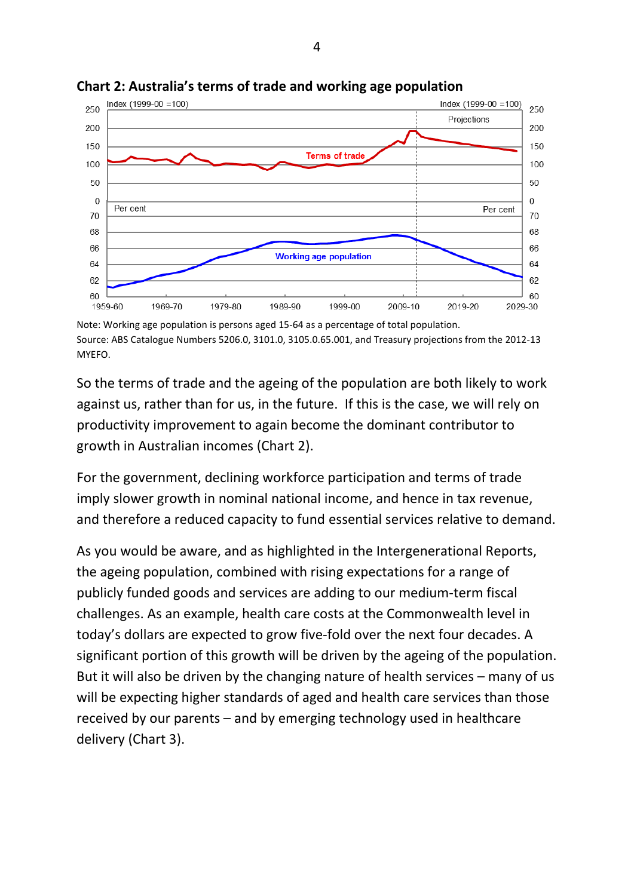**Chart 2: Australia's terms of trade and working age population**

Note: Working age population is persons aged 15-64 as a percentage of total population.
Source: ABS Catalogue Numbers 5206.0, 3101.0, 3105.0.65.001, and Treasury projections from the 2012-13 MYEFO.

So the terms of trade and the ageing of the population are both likely to work against us, rather than for us, in the future. If this is the case, we will rely on productivity improvement to again become the dominant contributor to growth in Australian incomes (Chart 2).

For the government, declining workforce participation and terms of trade imply slower growth in nominal national income, and hence in tax revenue, and therefore a reduced capacity to fund essential services relative to demand.

As you would be aware, and as highlighted in the Intergenerational Reports, the ageing population, combined with rising expectations for a range of publicly funded goods and services are adding to our medium-term fiscal challenges. As an example, health care costs at the Commonwealth level in today's dollars are expected to grow five-fold over the next four decades. A significant portion of this growth will be driven by the ageing of the population. But it will also be driven by the changing nature of health services – many of us will be expecting higher standards of aged and health care services than those received by our parents – and by emerging technology used in healthcare delivery (Chart 3).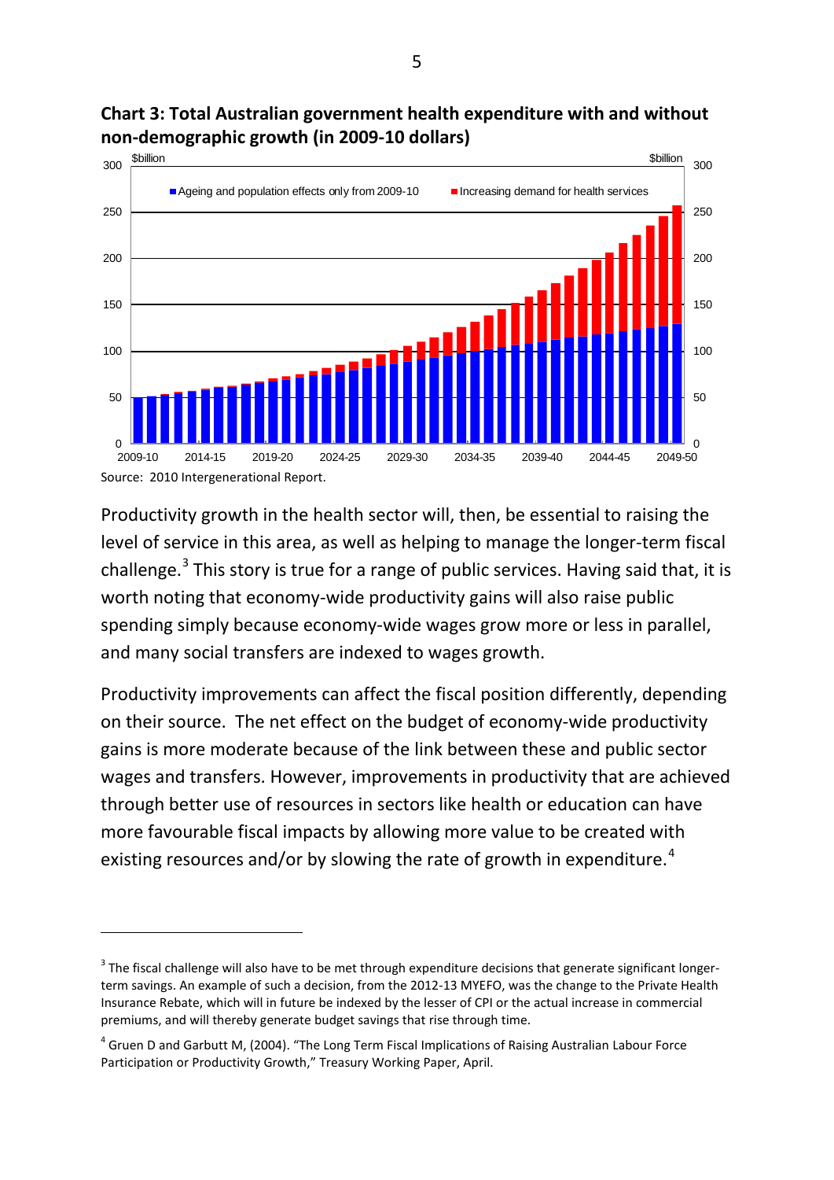**Chart 3: Total Australian government health expenditure with and without non-demographic growth (in 2009-10 dollars)**

Source: 2010 Intergenerational Report.

Productivity growth in the health sector will, then, be essential to raising the level of service in this area, as well as helping to manage the longer-term fiscal challenge.[3] This story is true for a range of public services. Having said that, it is worth noting that economy-wide productivity gains will also raise public spending simply because economy-wide wages grow more or less in parallel, and many social transfers are indexed to wages growth.

Productivity improvements can affect the fiscal position differently, depending on their source. The net effect on the budget of economy-wide productivity gains is more moderate because of the link between these and public sector wages and transfers. However, improvements in productivity that are achieved through better use of resources in sectors like health or education can have more favourable fiscal impacts by allowing more value to be created with existing resources and/or by slowing the rate of growth in expenditure.[4]

---

[3] The fiscal challenge will also have to be met through expenditure decisions that generate significant longer-term savings. An example of such a decision, from the 2012-13 MYEFO, was the change to the Private Health Insurance Rebate, which will in future be indexed by the lesser of CPI or the actual increase in commercial premiums, and will thereby generate budget savings that rise through time.

[4] Gruen D and Garbutt M, (2004). "The Long Term Fiscal Implications of Raising Australian Labour Force Participation or Productivity Growth," Treasury Working Paper, April.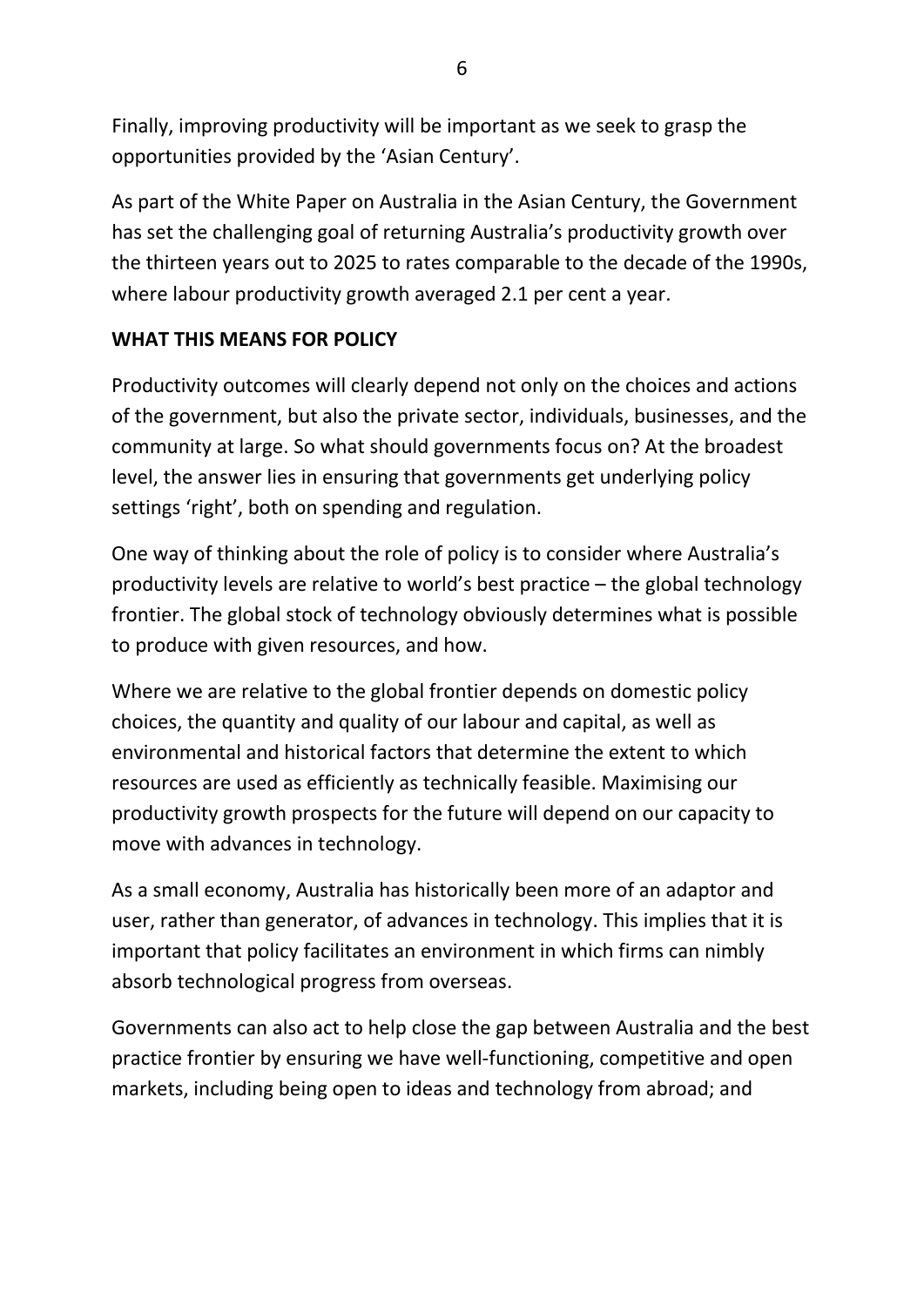Finally, improving productivity will be important as we seek to grasp the opportunities provided by the 'Asian Century'.

As part of the White Paper on Australia in the Asian Century, the Government has set the challenging goal of returning Australia's productivity growth over the thirteen years out to 2025 to rates comparable to the decade of the 1990s, where labour productivity growth averaged 2.1 per cent a year.

## WHAT THIS MEANS FOR POLICY

Productivity outcomes will clearly depend not only on the choices and actions of the government, but also the private sector, individuals, businesses, and the community at large. So what should governments focus on? At the broadest level, the answer lies in ensuring that governments get underlying policy settings 'right', both on spending and regulation.

One way of thinking about the role of policy is to consider where Australia's productivity levels are relative to world's best practice – the global technology frontier. The global stock of technology obviously determines what is possible to produce with given resources, and how.

Where we are relative to the global frontier depends on domestic policy choices, the quantity and quality of our labour and capital, as well as environmental and historical factors that determine the extent to which resources are used as efficiently as technically feasible. Maximising our productivity growth prospects for the future will depend on our capacity to move with advances in technology.

As a small economy, Australia has historically been more of an adaptor and user, rather than generator, of advances in technology. This implies that it is important that policy facilitates an environment in which firms can nimbly absorb technological progress from overseas.

Governments can also act to help close the gap between Australia and the best practice frontier by ensuring we have well-functioning, competitive and open markets, including being open to ideas and technology from abroad; and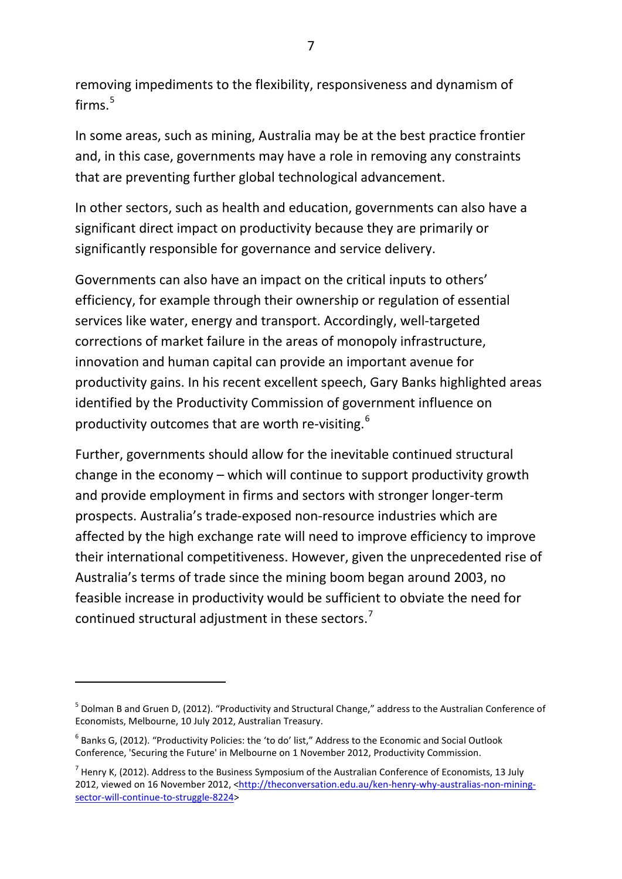removing impediments to the flexibility, responsiveness and dynamism of firms.[5]

In some areas, such as mining, Australia may be at the best practice frontier and, in this case, governments may have a role in removing any constraints that are preventing further global technological advancement.

In other sectors, such as health and education, governments can also have a significant direct impact on productivity because they are primarily or significantly responsible for governance and service delivery.

Governments can also have an impact on the critical inputs to others' efficiency, for example through their ownership or regulation of essential services like water, energy and transport. Accordingly, well-targeted corrections of market failure in the areas of monopoly infrastructure, innovation and human capital can provide an important avenue for productivity gains. In his recent excellent speech, Gary Banks highlighted areas identified by the Productivity Commission of government influence on productivity outcomes that are worth re-visiting.[6]

Further, governments should allow for the inevitable continued structural change in the economy – which will continue to support productivity growth and provide employment in firms and sectors with stronger longer-term prospects. Australia's trade-exposed non-resource industries which are affected by the high exchange rate will need to improve efficiency to improve their international competitiveness. However, given the unprecedented rise of Australia's terms of trade since the mining boom began around 2003, no feasible increase in productivity would be sufficient to obviate the need for continued structural adjustment in these sectors.[7]

---

[5] Dolman B and Gruen D, (2012). "Productivity and Structural Change," address to the Australian Conference of Economists, Melbourne, 10 July 2012, Australian Treasury.

[6] Banks G, (2012). "Productivity Policies: the 'to do' list," Address to the Economic and Social Outlook Conference, 'Securing the Future' in Melbourne on 1 November 2012, Productivity Commission.

[7] Henry K, (2012). Address to the Business Symposium of the Australian Conference of Economists, 13 July 2012, viewed on 16 November 2012, <http://theconversation.edu.au/ken-henry-why-australias-non-mining-sector-will-continue-to-struggle-8224>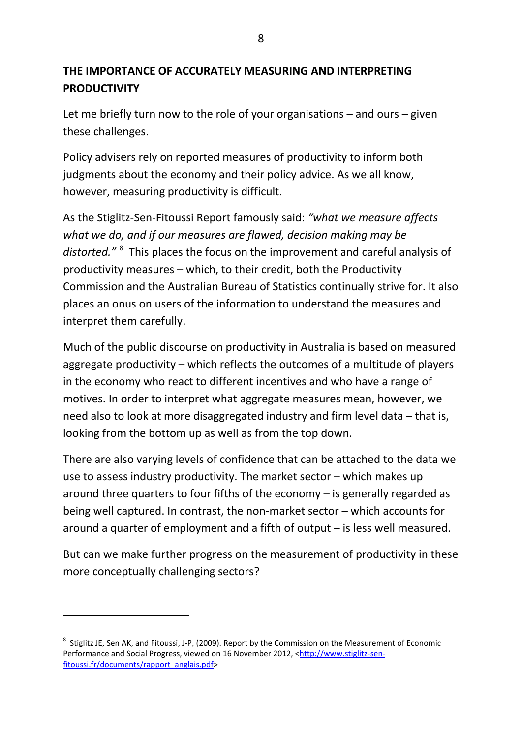## THE IMPORTANCE OF ACCURATELY MEASURING AND INTERPRETING PRODUCTIVITY

Let me briefly turn now to the role of your organisations – and ours – given these challenges.

Policy advisers rely on reported measures of productivity to inform both judgments about the economy and their policy advice. As we all know, however, measuring productivity is difficult.

As the Stiglitz-Sen-Fitoussi Report famously said: *"what we measure affects what we do, and if our measures are flawed, decision making may be distorted."* [8] This places the focus on the improvement and careful analysis of productivity measures – which, to their credit, both the Productivity Commission and the Australian Bureau of Statistics continually strive for. It also places an onus on users of the information to understand the measures and interpret them carefully.

Much of the public discourse on productivity in Australia is based on measured aggregate productivity – which reflects the outcomes of a multitude of players in the economy who react to different incentives and who have a range of motives. In order to interpret what aggregate measures mean, however, we need also to look at more disaggregated industry and firm level data – that is, looking from the bottom up as well as from the top down.

There are also varying levels of confidence that can be attached to the data we use to assess industry productivity. The market sector – which makes up around three quarters to four fifths of the economy – is generally regarded as being well captured. In contrast, the non-market sector – which accounts for around a quarter of employment and a fifth of output – is less well measured.

But can we make further progress on the measurement of productivity in these more conceptually challenging sectors?

---

[8] Stiglitz JE, Sen AK, and Fitoussi, J-P, (2009). Report by the Commission on the Measurement of Economic Performance and Social Progress, viewed on 16 November 2012, <http://www.stiglitz-sen-fitoussi.fr/documents/rapport_anglais.pdf>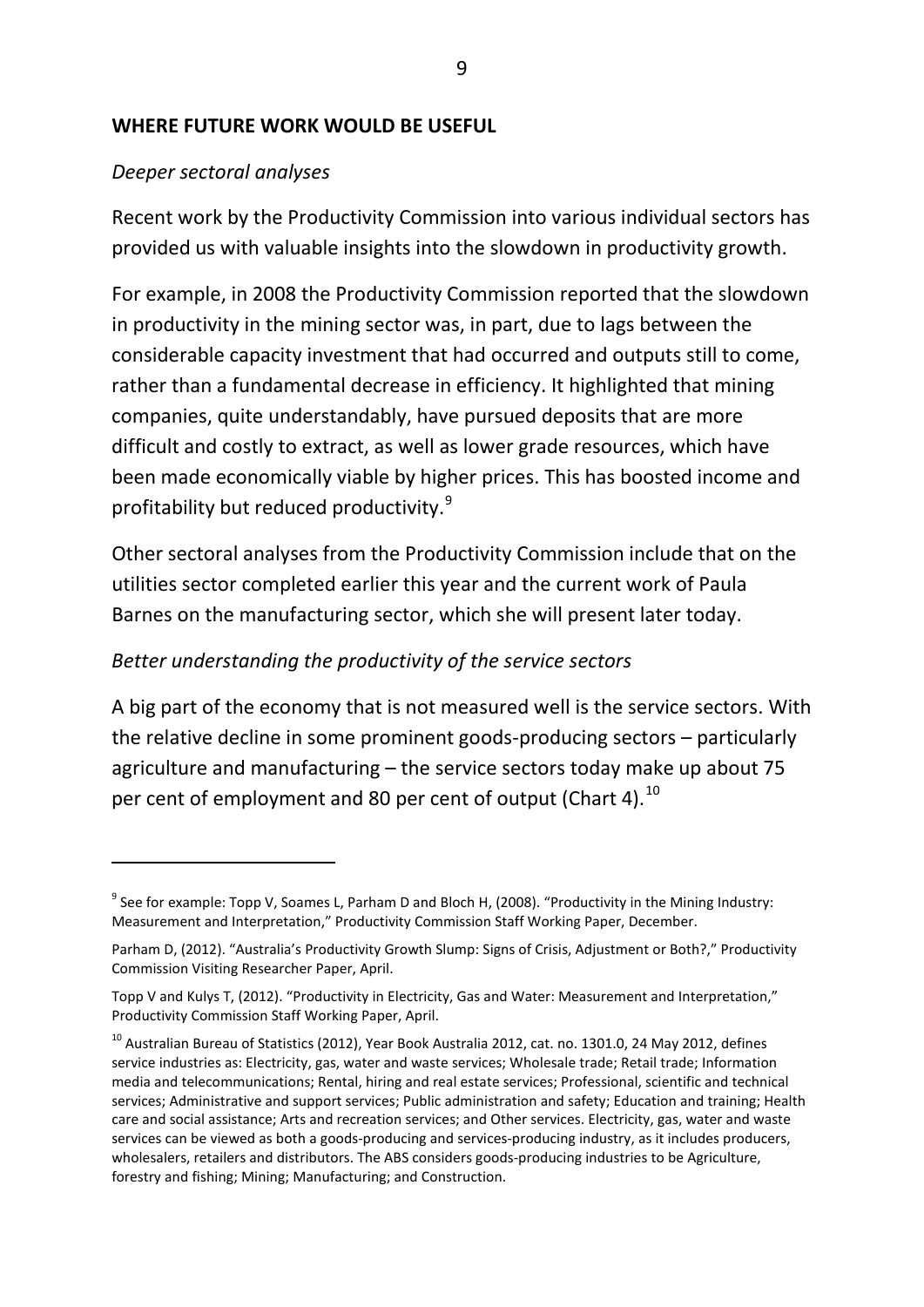## WHERE FUTURE WORK WOULD BE USEFUL

*Deeper sectoral analyses*

Recent work by the Productivity Commission into various individual sectors has provided us with valuable insights into the slowdown in productivity growth.

For example, in 2008 the Productivity Commission reported that the slowdown in productivity in the mining sector was, in part, due to lags between the considerable capacity investment that had occurred and outputs still to come, rather than a fundamental decrease in efficiency. It highlighted that mining companies, quite understandably, have pursued deposits that are more difficult and costly to extract, as well as lower grade resources, which have been made economically viable by higher prices. This has boosted income and profitability but reduced productivity.[9]

Other sectoral analyses from the Productivity Commission include that on the utilities sector completed earlier this year and the current work of Paula Barnes on the manufacturing sector, which she will present later today.

*Better understanding the productivity of the service sectors*

A big part of the economy that is not measured well is the service sectors. With the relative decline in some prominent goods-producing sectors – particularly agriculture and manufacturing – the service sectors today make up about 75 per cent of employment and 80 per cent of output (Chart 4).[10]

---

[9] See for example: Topp V, Soames L, Parham D and Bloch H, (2008). "Productivity in the Mining Industry: Measurement and Interpretation," Productivity Commission Staff Working Paper, December.

Parham D, (2012). "Australia's Productivity Growth Slump: Signs of Crisis, Adjustment or Both?," Productivity Commission Visiting Researcher Paper, April.

Topp V and Kulys T, (2012). "Productivity in Electricity, Gas and Water: Measurement and Interpretation," Productivity Commission Staff Working Paper, April.

[10] Australian Bureau of Statistics (2012), Year Book Australia 2012, cat. no. 1301.0, 24 May 2012, defines service industries as: Electricity, gas, water and waste services; Wholesale trade; Retail trade; Information media and telecommunications; Rental, hiring and real estate services; Professional, scientific and technical services; Administrative and support services; Public administration and safety; Education and training; Health care and social assistance; Arts and recreation services; and Other services. Electricity, gas, water and waste services can be viewed as both a goods-producing and services-producing industry, as it includes producers, wholesalers, retailers and distributors. The ABS considers goods-producing industries to be Agriculture, forestry and fishing; Mining; Manufacturing; and Construction.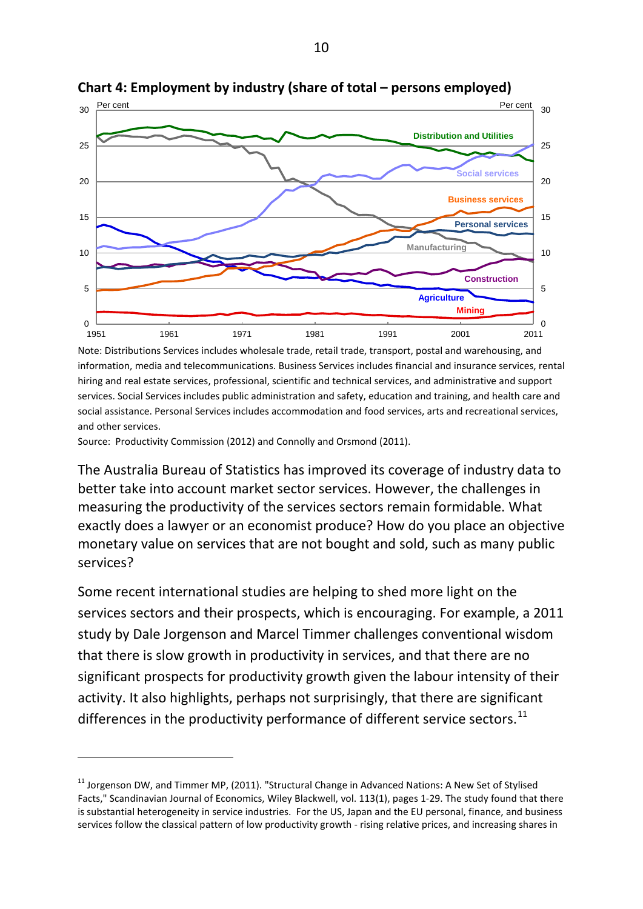**Chart 4: Employment by industry (share of total – persons employed)**

Note: Distributions Services includes wholesale trade, retail trade, transport, postal and warehousing, and information, media and telecommunications. Business Services includes financial and insurance services, rental hiring and real estate services, professional, scientific and technical services, and administrative and support services. Social Services includes public administration and safety, education and training, and health care and social assistance. Personal Services includes accommodation and food services, arts and recreational services, and other services.

Source: Productivity Commission (2012) and Connolly and Orsmond (2011).

The Australia Bureau of Statistics has improved its coverage of industry data to better take into account market sector services. However, the challenges in measuring the productivity of the services sectors remain formidable. What exactly does a lawyer or an economist produce? How do you place an objective monetary value on services that are not bought and sold, such as many public services?

Some recent international studies are helping to shed more light on the services sectors and their prospects, which is encouraging. For example, a 2011 study by Dale Jorgenson and Marcel Timmer challenges conventional wisdom that there is slow growth in productivity in services, and that there are no significant prospects for productivity growth given the labour intensity of their activity. It also highlights, perhaps not surprisingly, that there are significant differences in the productivity performance of different service sectors.[11]

[11] Jorgenson DW, and Timmer MP, (2011). "Structural Change in Advanced Nations: A New Set of Stylised Facts," Scandinavian Journal of Economics, Wiley Blackwell, vol. 113(1), pages 1-29. The study found that there is substantial heterogeneity in service industries. For the US, Japan and the EU personal, finance, and business services follow the classical pattern of low productivity growth - rising relative prices, and increasing shares in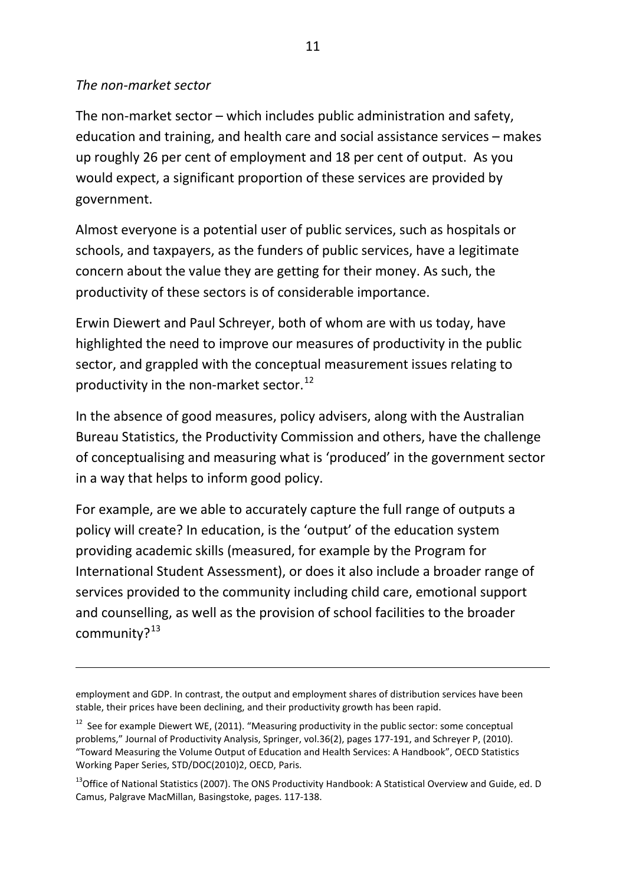*The non-market sector*

The non-market sector – which includes public administration and safety, education and training, and health care and social assistance services – makes up roughly 26 per cent of employment and 18 per cent of output. As you would expect, a significant proportion of these services are provided by government.

Almost everyone is a potential user of public services, such as hospitals or schools, and taxpayers, as the funders of public services, have a legitimate concern about the value they are getting for their money. As such, the productivity of these sectors is of considerable importance.

Erwin Diewert and Paul Schreyer, both of whom are with us today, have highlighted the need to improve our measures of productivity in the public sector, and grappled with the conceptual measurement issues relating to productivity in the non-market sector.[12]

In the absence of good measures, policy advisers, along with the Australian Bureau Statistics, the Productivity Commission and others, have the challenge of conceptualising and measuring what is 'produced' in the government sector in a way that helps to inform good policy.

For example, are we able to accurately capture the full range of outputs a policy will create? In education, is the 'output' of the education system providing academic skills (measured, for example by the Program for International Student Assessment), or does it also include a broader range of services provided to the community including child care, emotional support and counselling, as well as the provision of school facilities to the broader community?[13]

---

employment and GDP. In contrast, the output and employment shares of distribution services have been stable, their prices have been declining, and their productivity growth has been rapid.

[12] See for example Diewert WE, (2011). "Measuring productivity in the public sector: some conceptual problems," Journal of Productivity Analysis, Springer, vol.36(2), pages 177-191, and Schreyer P, (2010). "Toward Measuring the Volume Output of Education and Health Services: A Handbook", OECD Statistics Working Paper Series, STD/DOC(2010)2, OECD, Paris.

[13] Office of National Statistics (2007). The ONS Productivity Handbook: A Statistical Overview and Guide, ed. D Camus, Palgrave MacMillan, Basingstoke, pages. 117-138.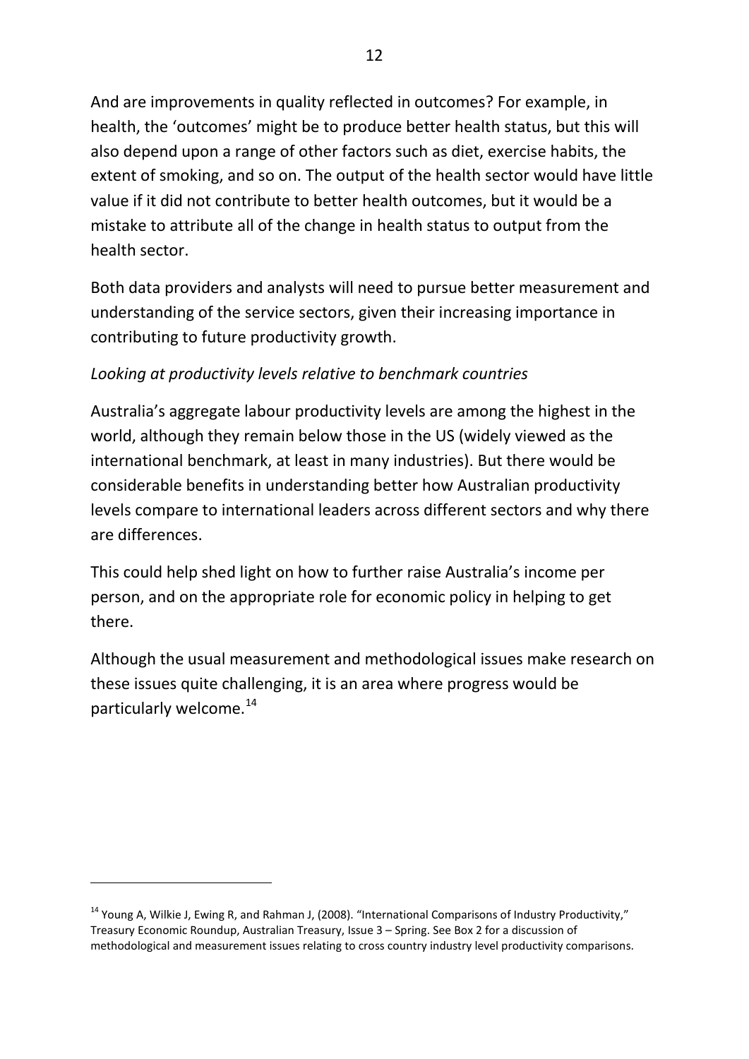And are improvements in quality reflected in outcomes? For example, in health, the 'outcomes' might be to produce better health status, but this will also depend upon a range of other factors such as diet, exercise habits, the extent of smoking, and so on. The output of the health sector would have little value if it did not contribute to better health outcomes, but it would be a mistake to attribute all of the change in health status to output from the health sector.

Both data providers and analysts will need to pursue better measurement and understanding of the service sectors, given their increasing importance in contributing to future productivity growth.

*Looking at productivity levels relative to benchmark countries*

Australia's aggregate labour productivity levels are among the highest in the world, although they remain below those in the US (widely viewed as the international benchmark, at least in many industries). But there would be considerable benefits in understanding better how Australian productivity levels compare to international leaders across different sectors and why there are differences.

This could help shed light on how to further raise Australia's income per person, and on the appropriate role for economic policy in helping to get there.

Although the usual measurement and methodological issues make research on these issues quite challenging, it is an area where progress would be particularly welcome.[14]

[14] Young A, Wilkie J, Ewing R, and Rahman J, (2008). "International Comparisons of Industry Productivity," Treasury Economic Roundup, Australian Treasury, Issue 3 – Spring. See Box 2 for a discussion of methodological and measurement issues relating to cross country industry level productivity comparisons.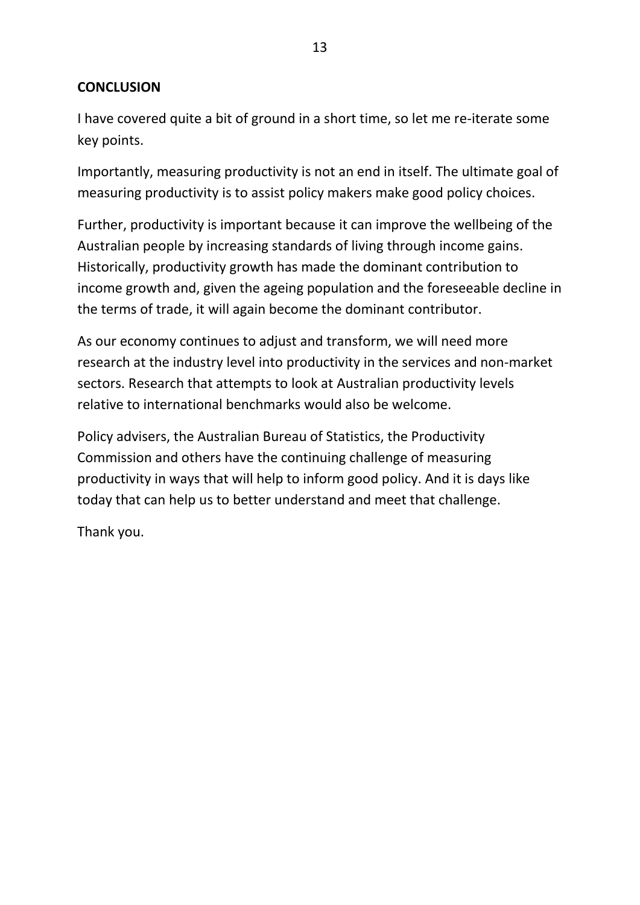## CONCLUSION

I have covered quite a bit of ground in a short time, so let me re-iterate some key points.

Importantly, measuring productivity is not an end in itself. The ultimate goal of measuring productivity is to assist policy makers make good policy choices.

Further, productivity is important because it can improve the wellbeing of the Australian people by increasing standards of living through income gains. Historically, productivity growth has made the dominant contribution to income growth and, given the ageing population and the foreseeable decline in the terms of trade, it will again become the dominant contributor.

As our economy continues to adjust and transform, we will need more research at the industry level into productivity in the services and non-market sectors. Research that attempts to look at Australian productivity levels relative to international benchmarks would also be welcome.

Policy advisers, the Australian Bureau of Statistics, the Productivity Commission and others have the continuing challenge of measuring productivity in ways that will help to inform good policy. And it is days like today that can help us to better understand and meet that challenge.

Thank you.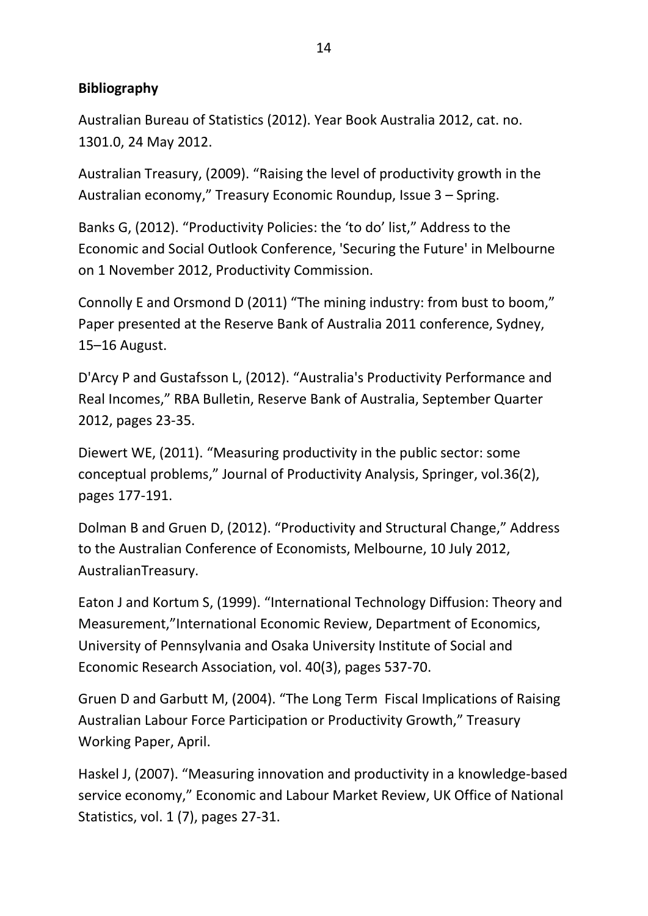**Bibliography**

Australian Bureau of Statistics (2012). Year Book Australia 2012, cat. no. 1301.0, 24 May 2012.

Australian Treasury, (2009). "Raising the level of productivity growth in the Australian economy," Treasury Economic Roundup, Issue 3 – Spring.

Banks G, (2012). "Productivity Policies: the 'to do' list," Address to the Economic and Social Outlook Conference, 'Securing the Future' in Melbourne on 1 November 2012, Productivity Commission.

Connolly E and Orsmond D (2011) "The mining industry: from bust to boom," Paper presented at the Reserve Bank of Australia 2011 conference, Sydney, 15–16 August.

D'Arcy P and Gustafsson L, (2012). "Australia's Productivity Performance and Real Incomes," RBA Bulletin, Reserve Bank of Australia, September Quarter 2012, pages 23-35.

Diewert WE, (2011). "Measuring productivity in the public sector: some conceptual problems," Journal of Productivity Analysis, Springer, vol.36(2), pages 177-191.

Dolman B and Gruen D, (2012). "Productivity and Structural Change," Address to the Australian Conference of Economists, Melbourne, 10 July 2012, AustralianTreasury.

Eaton J and Kortum S, (1999). "International Technology Diffusion: Theory and Measurement,"International Economic Review, Department of Economics, University of Pennsylvania and Osaka University Institute of Social and Economic Research Association, vol. 40(3), pages 537-70.

Gruen D and Garbutt M, (2004). "The Long Term Fiscal Implications of Raising Australian Labour Force Participation or Productivity Growth," Treasury Working Paper, April.

Haskel J, (2007). "Measuring innovation and productivity in a knowledge-based service economy," Economic and Labour Market Review, UK Office of National Statistics, vol. 1 (7), pages 27-31.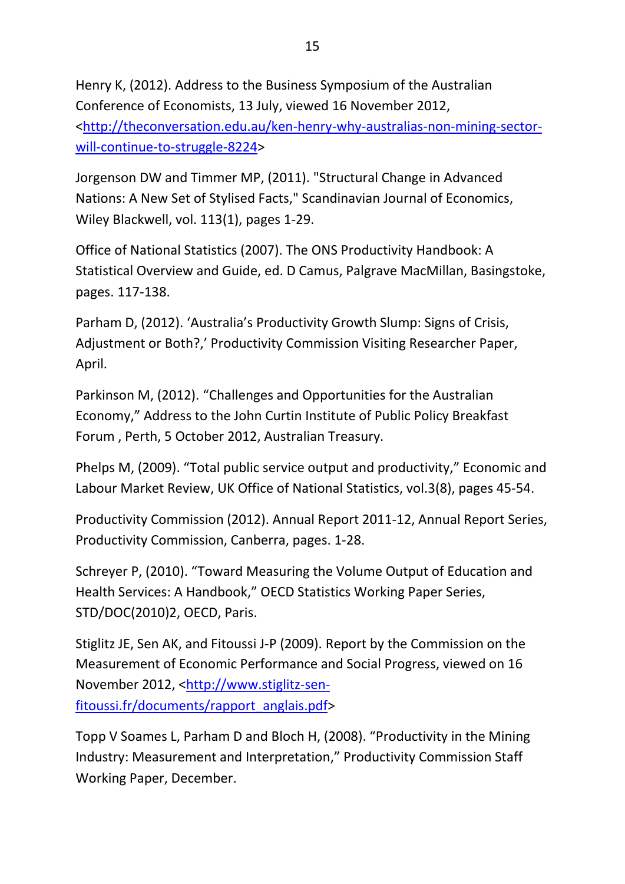Henry K, (2012). Address to the Business Symposium of the Australian Conference of Economists, 13 July, viewed 16 November 2012, <http://theconversation.edu.au/ken-henry-why-australias-non-mining-sector-will-continue-to-struggle-8224>

Jorgenson DW and Timmer MP, (2011). "Structural Change in Advanced Nations: A New Set of Stylised Facts," Scandinavian Journal of Economics, Wiley Blackwell, vol. 113(1), pages 1-29.

Office of National Statistics (2007). The ONS Productivity Handbook: A Statistical Overview and Guide, ed. D Camus, Palgrave MacMillan, Basingstoke, pages. 117-138.

Parham D, (2012). 'Australia's Productivity Growth Slump: Signs of Crisis, Adjustment or Both?,' Productivity Commission Visiting Researcher Paper, April.

Parkinson M, (2012). "Challenges and Opportunities for the Australian Economy," Address to the John Curtin Institute of Public Policy Breakfast Forum , Perth, 5 October 2012, Australian Treasury.

Phelps M, (2009). "Total public service output and productivity," Economic and Labour Market Review, UK Office of National Statistics, vol.3(8), pages 45-54.

Productivity Commission (2012). Annual Report 2011-12, Annual Report Series, Productivity Commission, Canberra, pages. 1-28.

Schreyer P, (2010). "Toward Measuring the Volume Output of Education and Health Services: A Handbook," OECD Statistics Working Paper Series, STD/DOC(2010)2, OECD, Paris.

Stiglitz JE, Sen AK, and Fitoussi J-P (2009). Report by the Commission on the Measurement of Economic Performance and Social Progress, viewed on 16 November 2012, <http://www.stiglitz-sen-fitoussi.fr/documents/rapport_anglais.pdf>

Topp V Soames L, Parham D and Bloch H, (2008). "Productivity in the Mining Industry: Measurement and Interpretation," Productivity Commission Staff Working Paper, December.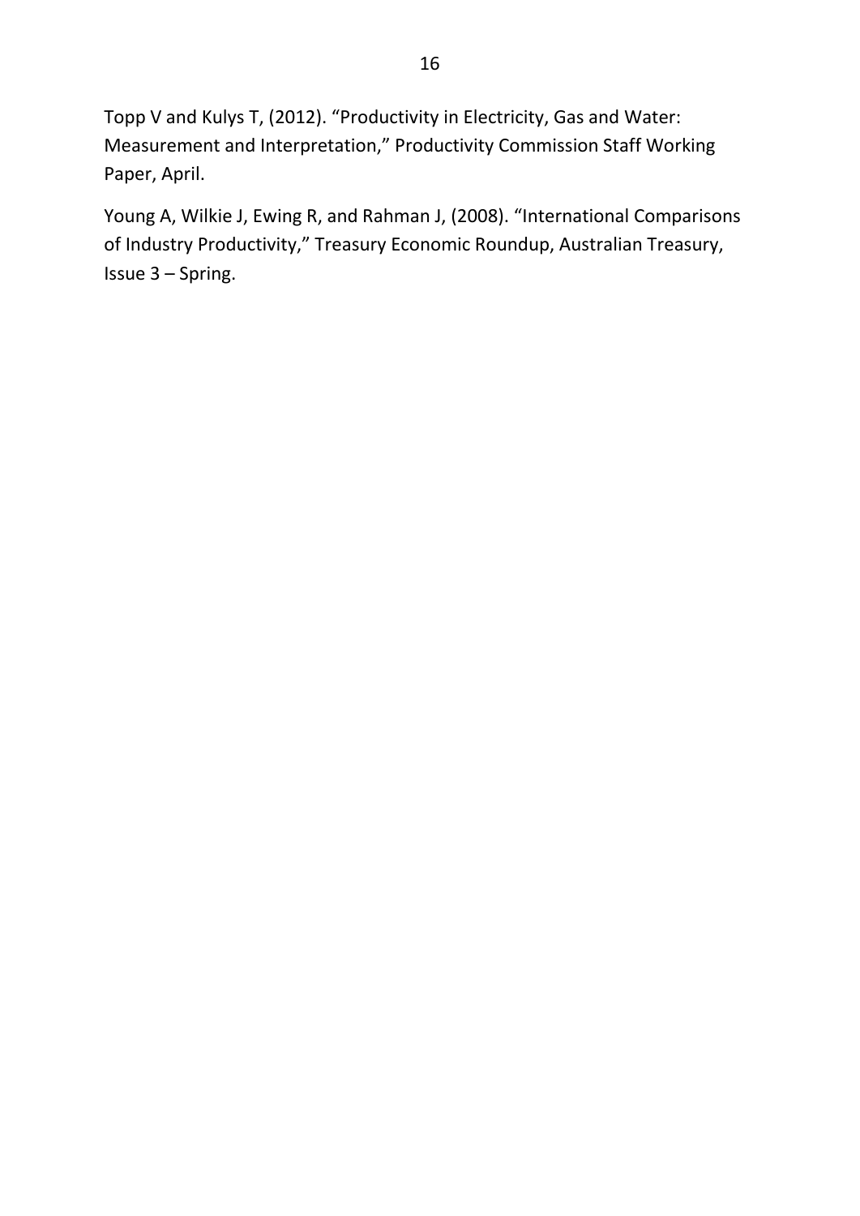Topp V and Kulys T, (2012). “Productivity in Electricity, Gas and Water: Measurement and Interpretation,” Productivity Commission Staff Working Paper, April.

Young A, Wilkie J, Ewing R, and Rahman J, (2008). “International Comparisons of Industry Productivity,” Treasury Economic Roundup, Australian Treasury, Issue 3 – Spring.